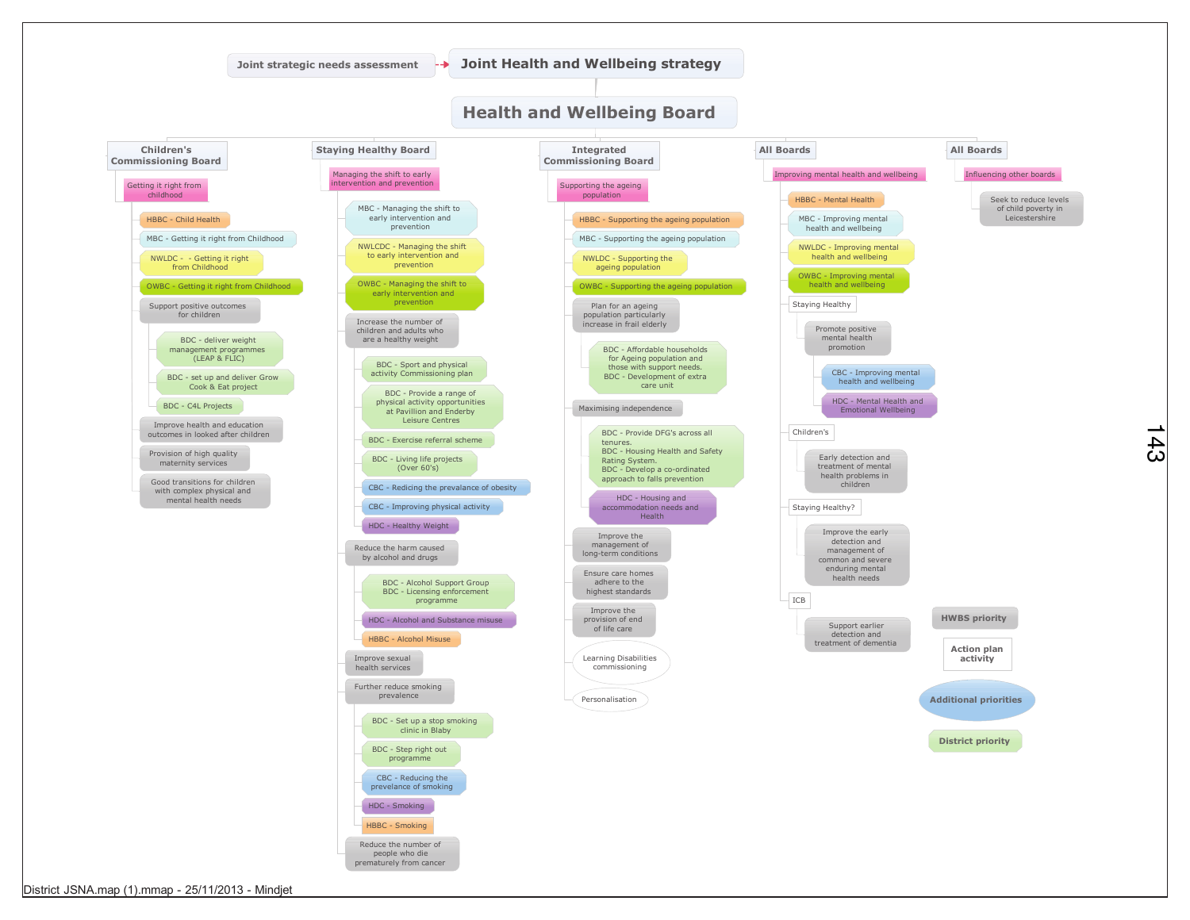# Joint Health and Wellbeing strategy

Joint strategic needs assessment → Joint Health and Wellbeing strategy

## Health and Wellbeing Board

### Children's Commissioning Board

- Getting it right from childhood
  - HBBC - Child Health
  - MBC - Getting it right from Childhood
  - NWLDC - - Getting it right from Childhood
  - OWBC - Getting it right from Childhood
  - Support positive outcomes for children
    - BDC - deliver weight management programmes (LEAP & FLIC)
    - BDC - set up and deliver Grow Cook & Eat project
    - BDC - C4L Projects
  - Improve health and education outcomes in looked after children
  - Provision of high quality maternity services
  - Good transitions for children with complex physical and mental health needs

### Staying Healthy Board

- Managing the shift to early intervention and prevention
  - MBC - Managing the shift to early intervention and prevention
  - NWLCDC - Managing the shift to early intervention and prevention
  - OWBC - Managing the shift to early intervention and prevention
  - Increase the number of children and adults who are a healthy weight
    - BDC - Sport and physical activity Commissioning plan
    - BDC - Provide a range of physical activity opportunities at Pavillion and Enderby Leisure Centres
    - BDC - Exercise referral scheme
    - BDC - Living life projects (Over 60's)
    - CBC - Redicing the prevalance of obesity
    - CBC - Improving physical activity
    - HDC - Healthy Weight
  - Reduce the harm caused by alcohol and drugs
    - BDC - Alcohol Support Group
      BDC - Licensing enforcement programme
    - HDC - Alcohol and Substance misuse
    - HBBC - Alcohol Misuse
  - Improve sexual health services
  - Further reduce smoking prevalence
    - BDC - Set up a stop smoking clinic in Blaby
    - BDC - Step right out programme
    - CBC - Reducing the prevelance of smoking
    - HDC - Smoking
    - HBBC - Smoking
  - Reduce the number of people who die prematurely from cancer

### Integrated Commissioning Board

- Supporting the ageing population
  - HBBC - Supporting the ageing population
  - MBC - Supporting the ageing population
  - NWLDC - Supporting the ageing population
  - OWBC - Supporting the ageing population
  - Plan for an ageing population particularly increase in frail elderly
    - BDC - Affordable households for Ageing population and those with support needs.
      BDC - Development of extra care unit
  - Maximising independence
    - BDC - Provide DFG's across all tenures.
      BDC - Housing Health and Safety Rating System.
      BDC - Develop a co-ordinated approach to falls prevention
    - HDC - Housing and accommodation needs and Health
  - Improve the management of long-term conditions
  - Ensure care homes adhere to the highest standards
  - Improve the provision of end of life care
  - Learning Disabilities commissioning
  - Personalisation

### All Boards

- Improving mental health and wellbeing
  - HBBC - Mental Health
  - MBC - Improving mental health and wellbeing
  - NWLDC - Improving mental health and wellbeing
  - OWBC - Improving mental health and wellbeing
  - Staying Healthy
    - Promote positive mental health promotion
      - CBC - Improving mental health and wellbeing
      - HDC - Mental Health and Emotional Wellbeing
  - Children's
    - Early detection and treatment of mental health problems in children
  - Staying Healthy?
    - Improve the early detection and management of common and severe enduring mental health needs
  - ICB
    - Support earlier detection and treatment of dementia

### All Boards

- Influencing other boards
  - Seek to reduce levels of child poverty in Leicestershire

**Key:**

- HWBS priority
- Action plan activity
- Additional priorities
- District priority

District JSNA.map (1).mmap - 25/11/2013 - Mindjet